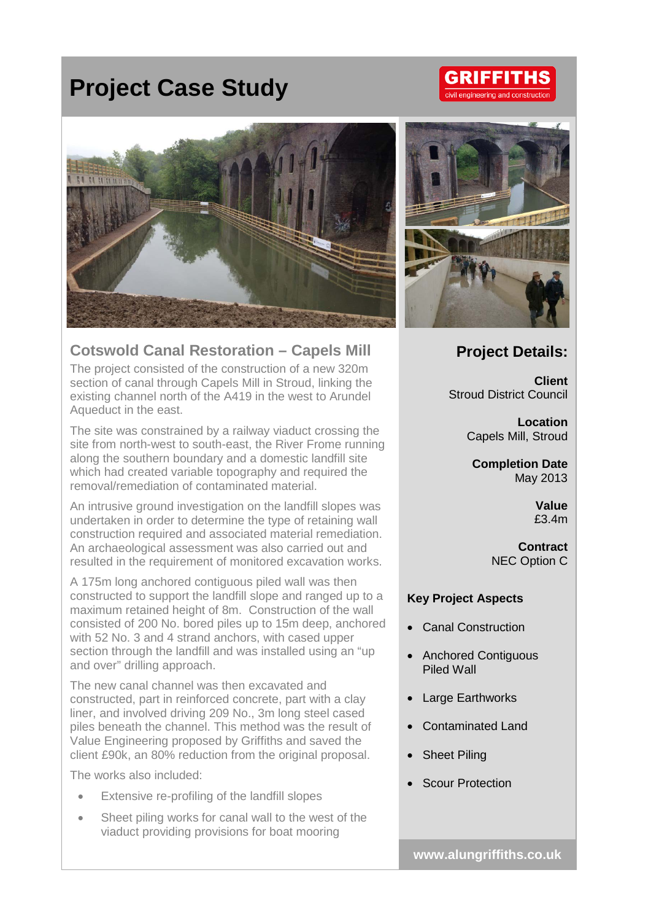# Project Case Study

GRIFFITHS
civil engineering and construction

## Cotswold Canal Restoration – Capels Mill

The project consisted of the construction of a new 320m section of canal through Capels Mill in Stroud, linking the existing channel north of the A419 in the west to Arundel Aqueduct in the east.

The site was constrained by a railway viaduct crossing the site from north-west to south-east, the River Frome running along the southern boundary and a domestic landfill site which had created variable topography and required the removal/remediation of contaminated material.

An intrusive ground investigation on the landfill slopes was undertaken in order to determine the type of retaining wall construction required and associated material remediation. An archaeological assessment was also carried out and resulted in the requirement of monitored excavation works.

A 175m long anchored contiguous piled wall was then constructed to support the landfill slope and ranged up to a maximum retained height of 8m. Construction of the wall consisted of 200 No. bored piles up to 15m deep, anchored with 52 No. 3 and 4 strand anchors, with cased upper section through the landfill and was installed using an "up and over" drilling approach.

The new canal channel was then excavated and constructed, part in reinforced concrete, part with a clay liner, and involved driving 209 No., 3m long steel cased piles beneath the channel. This method was the result of Value Engineering proposed by Griffiths and saved the client £90k, an 80% reduction from the original proposal.

The works also included:

- Extensive re-profiling of the landfill slopes
- Sheet piling works for canal wall to the west of the viaduct providing provisions for boat mooring

## Project Details:

**Client**
Stroud District Council

**Location**
Capels Mill, Stroud

**Completion Date**
May 2013

**Value**
£3.4m

**Contract**
NEC Option C

### Key Project Aspects

- Canal Construction
- Anchored Contiguous Piled Wall
- Large Earthworks
- Contaminated Land
- Sheet Piling
- Scour Protection

**www.alungriffiths.co.uk**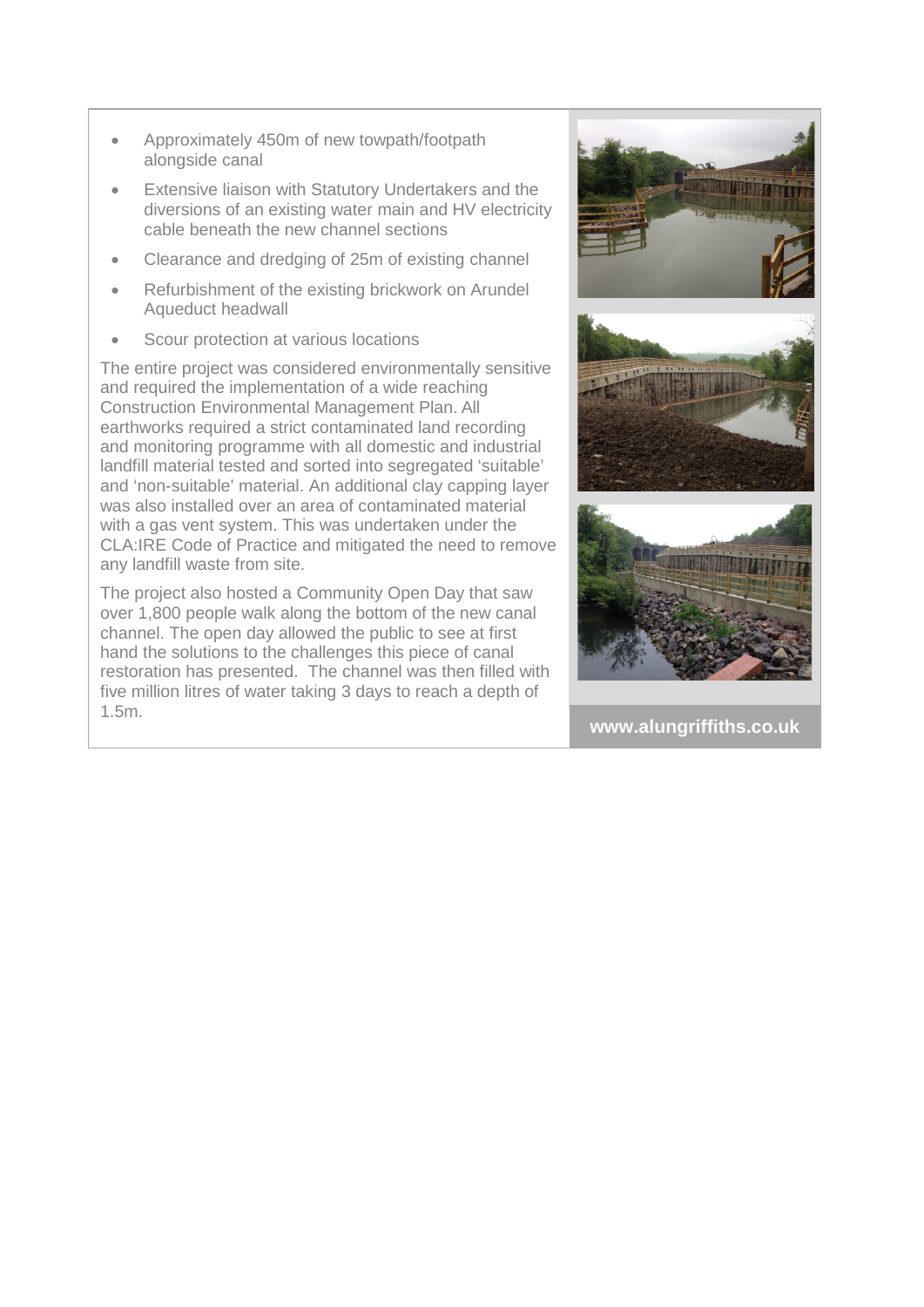- Approximately 450m of new towpath/footpath alongside canal
- Extensive liaison with Statutory Undertakers and the diversions of an existing water main and HV electricity cable beneath the new channel sections
- Clearance and dredging of 25m of existing channel
- Refurbishment of the existing brickwork on Arundel Aqueduct headwall
- Scour protection at various locations

The entire project was considered environmentally sensitive and required the implementation of a wide reaching Construction Environmental Management Plan. All earthworks required a strict contaminated land recording and monitoring programme with all domestic and industrial landfill material tested and sorted into segregated 'suitable' and 'non-suitable' material. An additional clay capping layer was also installed over an area of contaminated material with a gas vent system. This was undertaken under the CLA:IRE Code of Practice and mitigated the need to remove any landfill waste from site.

The project also hosted a Community Open Day that saw over 1,800 people walk along the bottom of the new canal channel. The open day allowed the public to see at first hand the solutions to the challenges this piece of canal restoration has presented. The channel was then filled with five million litres of water taking 3 days to reach a depth of 1.5m.

**www.alungriffiths.co.uk**